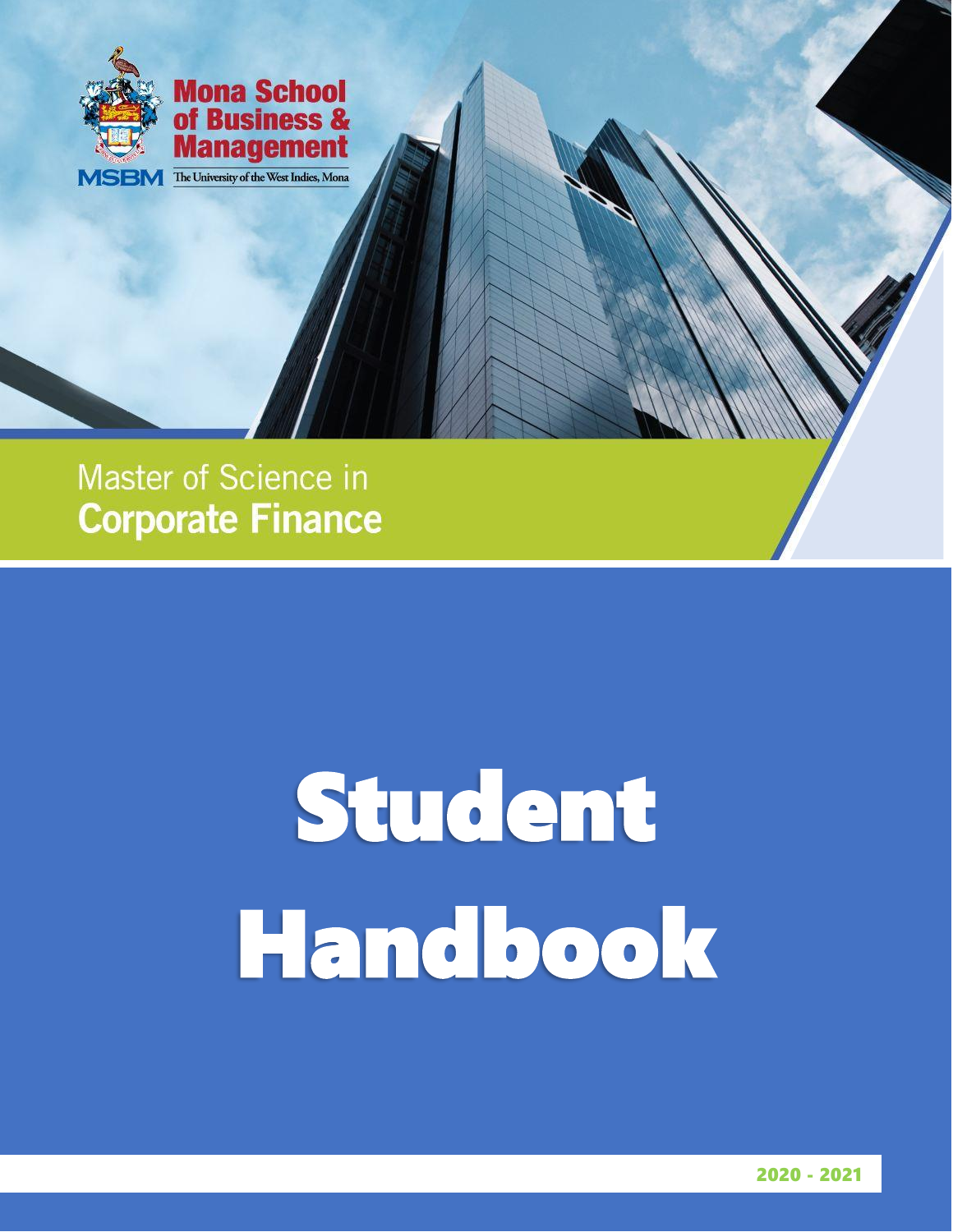Mona School of Business & Management

MSBM The University of the West Indies, Mona

Master of Science in
**Corporate Finance**

# Student Handbook

**2020 - 2021**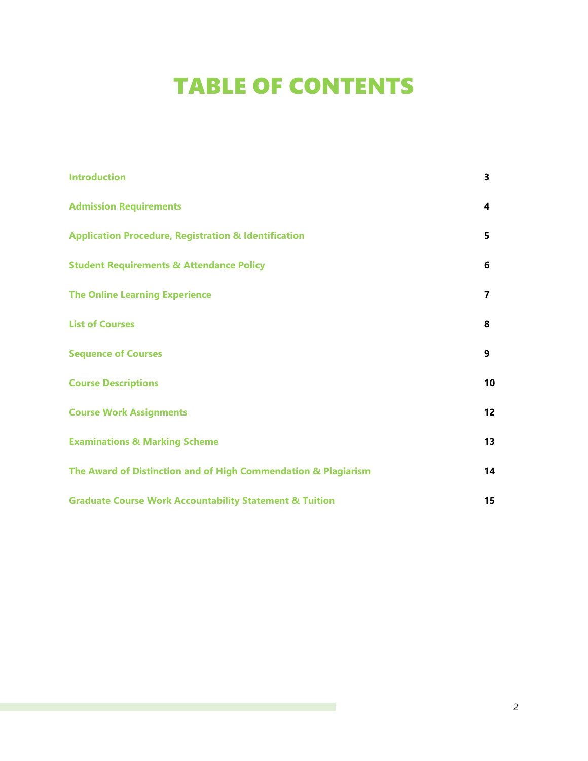# TABLE OF CONTENTS

| | |
|---|---|
| **Introduction** | **3** |
| **Admission Requirements** | **4** |
| **Application Procedure, Registration & Identification** | **5** |
| **Student Requirements & Attendance Policy** | **6** |
| **The Online Learning Experience** | **7** |
| **List of Courses** | **8** |
| **Sequence of Courses** | **9** |
| **Course Descriptions** | **10** |
| **Course Work Assignments** | **12** |
| **Examinations & Marking Scheme** | **13** |
| **The Award of Distinction and of High Commendation & Plagiarism** | **14** |
| **Graduate Course Work Accountability Statement & Tuition** | **15** |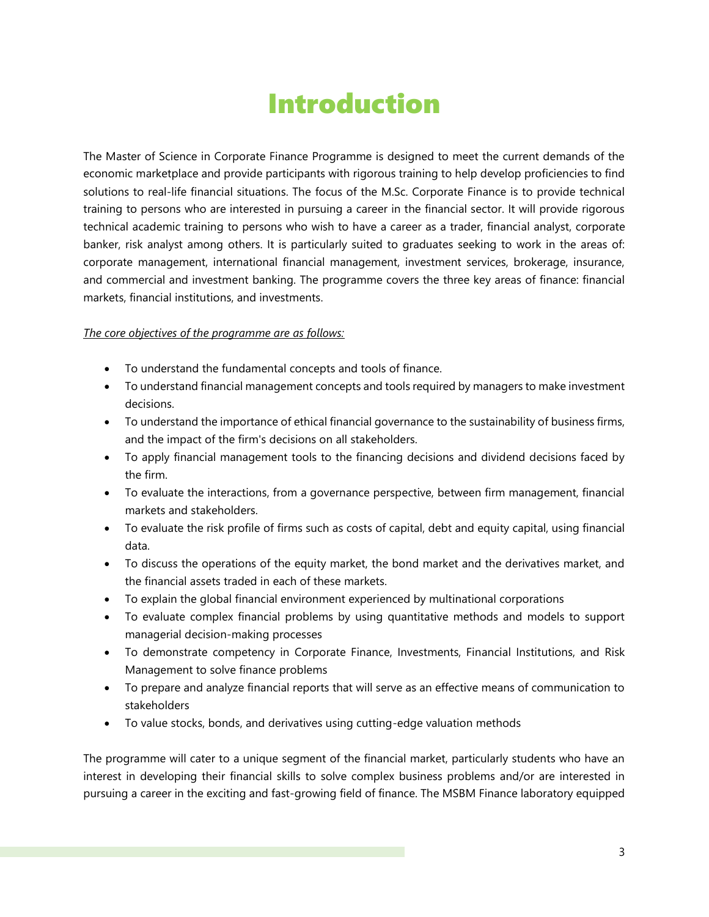# Introduction

The Master of Science in Corporate Finance Programme is designed to meet the current demands of the economic marketplace and provide participants with rigorous training to help develop proficiencies to find solutions to real-life financial situations. The focus of the M.Sc. Corporate Finance is to provide technical training to persons who are interested in pursuing a career in the financial sector. It will provide rigorous technical academic training to persons who wish to have a career as a trader, financial analyst, corporate banker, risk analyst among others. It is particularly suited to graduates seeking to work in the areas of: corporate management, international financial management, investment services, brokerage, insurance, and commercial and investment banking. The programme covers the three key areas of finance: financial markets, financial institutions, and investments.

*The core objectives of the programme are as follows:*

- To understand the fundamental concepts and tools of finance.
- To understand financial management concepts and tools required by managers to make investment decisions.
- To understand the importance of ethical financial governance to the sustainability of business firms, and the impact of the firm's decisions on all stakeholders.
- To apply financial management tools to the financing decisions and dividend decisions faced by the firm.
- To evaluate the interactions, from a governance perspective, between firm management, financial markets and stakeholders.
- To evaluate the risk profile of firms such as costs of capital, debt and equity capital, using financial data.
- To discuss the operations of the equity market, the bond market and the derivatives market, and the financial assets traded in each of these markets.
- To explain the global financial environment experienced by multinational corporations
- To evaluate complex financial problems by using quantitative methods and models to support managerial decision-making processes
- To demonstrate competency in Corporate Finance, Investments, Financial Institutions, and Risk Management to solve finance problems
- To prepare and analyze financial reports that will serve as an effective means of communication to stakeholders
- To value stocks, bonds, and derivatives using cutting-edge valuation methods

The programme will cater to a unique segment of the financial market, particularly students who have an interest in developing their financial skills to solve complex business problems and/or are interested in pursuing a career in the exciting and fast-growing field of finance. The MSBM Finance laboratory equipped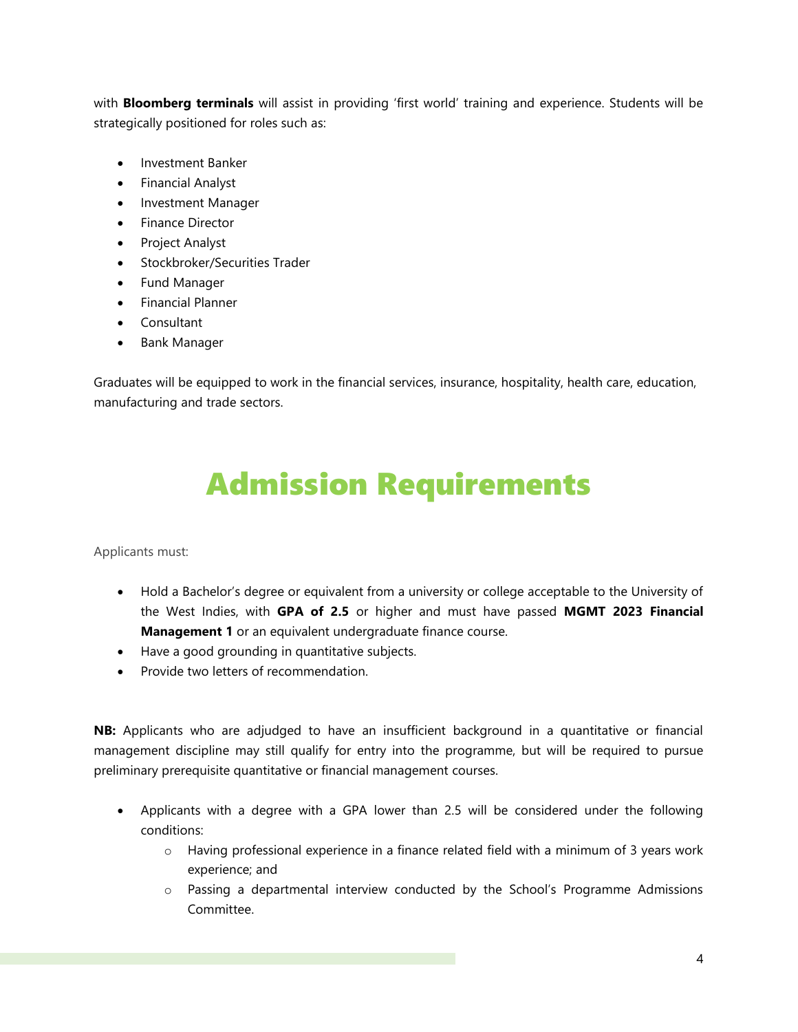with **Bloomberg terminals** will assist in providing 'first world' training and experience. Students will be strategically positioned for roles such as:

- Investment Banker
- Financial Analyst
- Investment Manager
- Finance Director
- Project Analyst
- Stockbroker/Securities Trader
- Fund Manager
- Financial Planner
- Consultant
- Bank Manager

Graduates will be equipped to work in the financial services, insurance, hospitality, health care, education, manufacturing and trade sectors.

# Admission Requirements

Applicants must:

- Hold a Bachelor's degree or equivalent from a university or college acceptable to the University of the West Indies, with **GPA of 2.5** or higher and must have passed **MGMT 2023 Financial Management 1** or an equivalent undergraduate finance course.
- Have a good grounding in quantitative subjects.
- Provide two letters of recommendation.

**NB:** Applicants who are adjudged to have an insufficient background in a quantitative or financial management discipline may still qualify for entry into the programme, but will be required to pursue preliminary prerequisite quantitative or financial management courses.

- Applicants with a degree with a GPA lower than 2.5 will be considered under the following conditions:
  - Having professional experience in a finance related field with a minimum of 3 years work experience; and
  - Passing a departmental interview conducted by the School's Programme Admissions Committee.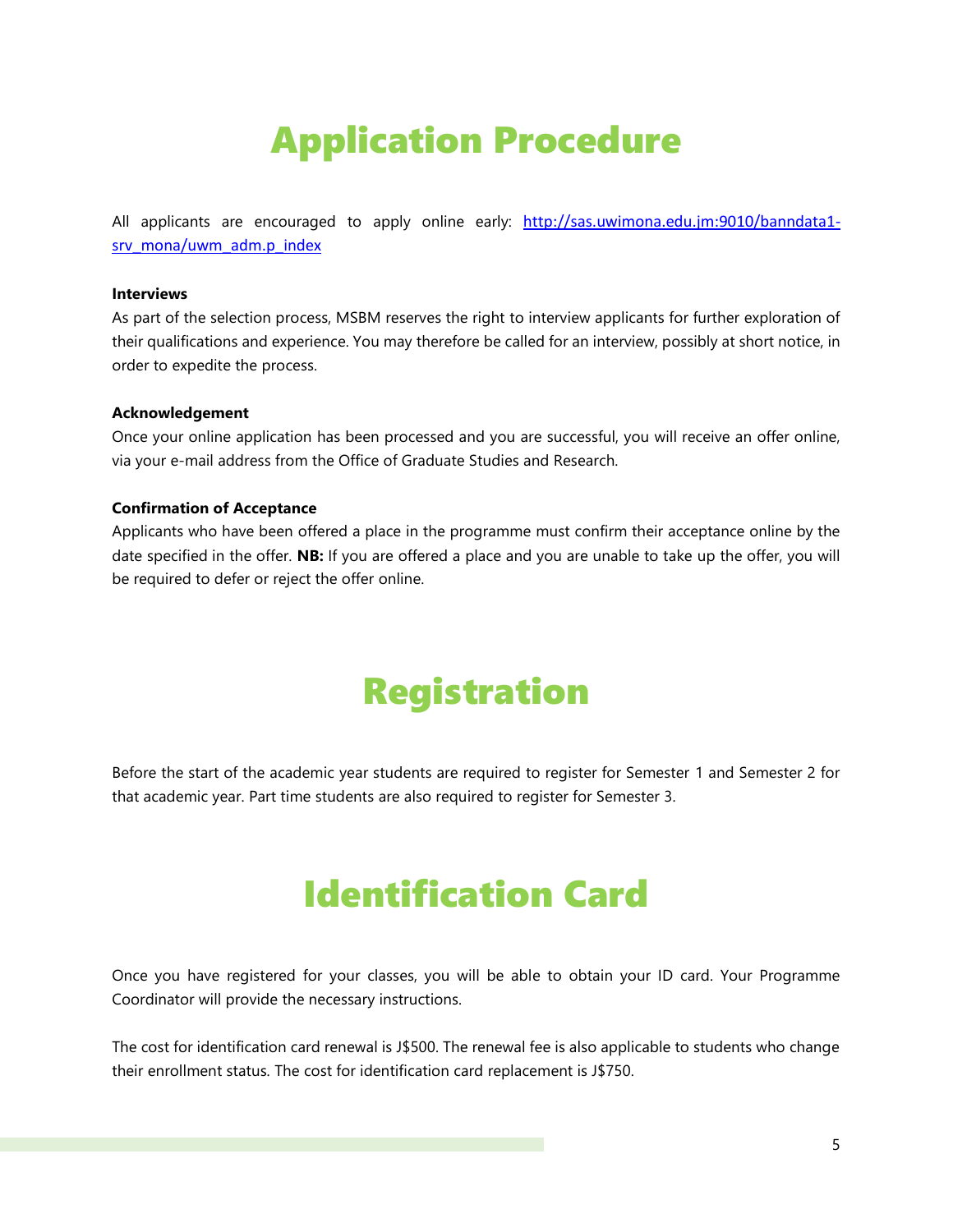# Application Procedure

All applicants are encouraged to apply online early: [http://sas.uwimona.edu.jm:9010/banndata1-srv_mona/uwm_adm.p_index](http://sas.uwimona.edu.jm:9010/banndata1-srv_mona/uwm_adm.p_index)

**Interviews**

As part of the selection process, MSBM reserves the right to interview applicants for further exploration of their qualifications and experience. You may therefore be called for an interview, possibly at short notice, in order to expedite the process.

**Acknowledgement**

Once your online application has been processed and you are successful, you will receive an offer online, via your e-mail address from the Office of Graduate Studies and Research.

**Confirmation of Acceptance**

Applicants who have been offered a place in the programme must confirm their acceptance online by the date specified in the offer. **NB:** If you are offered a place and you are unable to take up the offer, you will be required to defer or reject the offer online.

# Registration

Before the start of the academic year students are required to register for Semester 1 and Semester 2 for that academic year. Part time students are also required to register for Semester 3.

# Identification Card

Once you have registered for your classes, you will be able to obtain your ID card. Your Programme Coordinator will provide the necessary instructions.

The cost for identification card renewal is J$500. The renewal fee is also applicable to students who change their enrollment status. The cost for identification card replacement is J$750.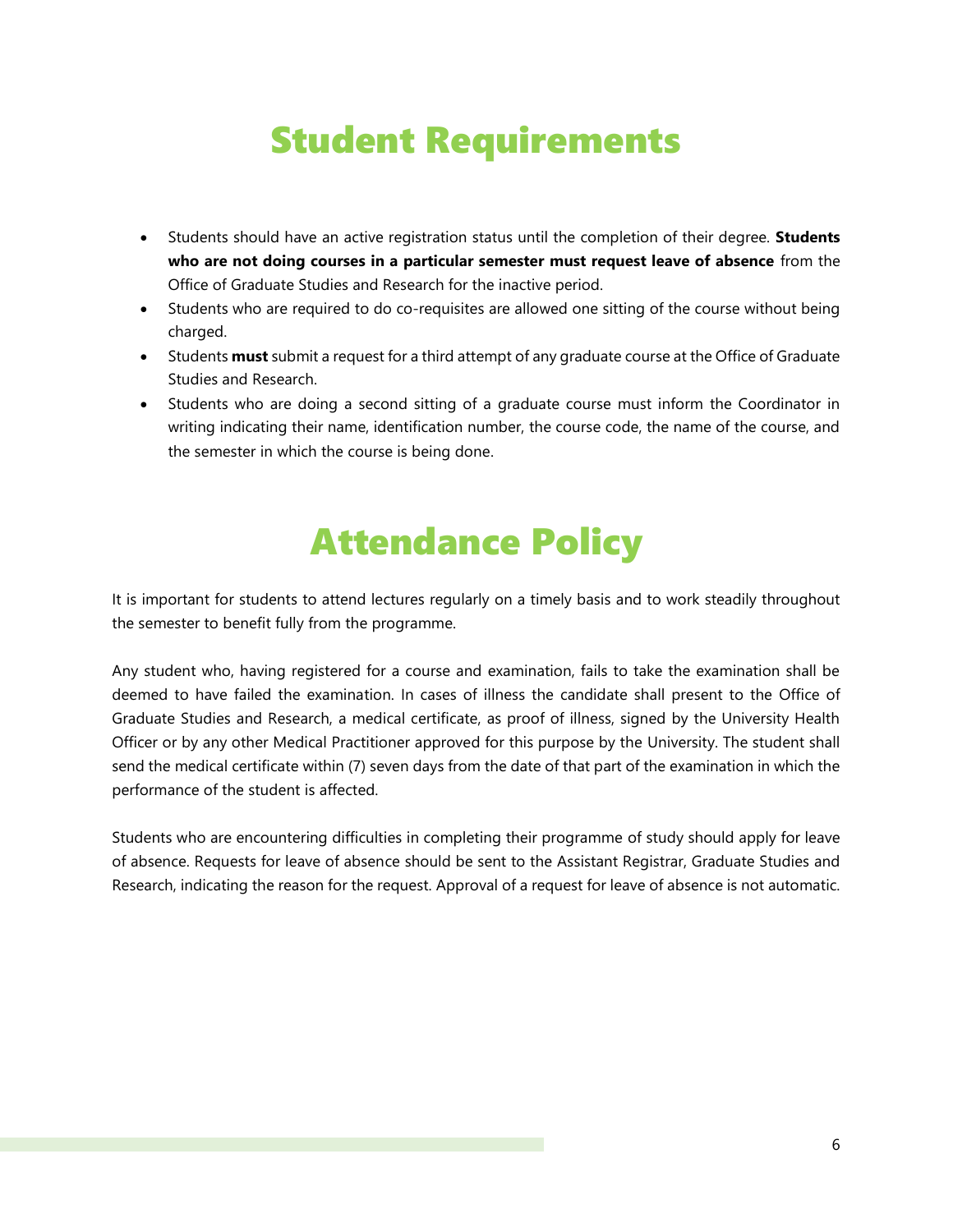# Student Requirements

- Students should have an active registration status until the completion of their degree. **Students who are not doing courses in a particular semester must request leave of absence** from the Office of Graduate Studies and Research for the inactive period.
- Students who are required to do co-requisites are allowed one sitting of the course without being charged.
- Students **must** submit a request for a third attempt of any graduate course at the Office of Graduate Studies and Research.
- Students who are doing a second sitting of a graduate course must inform the Coordinator in writing indicating their name, identification number, the course code, the name of the course, and the semester in which the course is being done.

# Attendance Policy

It is important for students to attend lectures regularly on a timely basis and to work steadily throughout the semester to benefit fully from the programme.

Any student who, having registered for a course and examination, fails to take the examination shall be deemed to have failed the examination. In cases of illness the candidate shall present to the Office of Graduate Studies and Research, a medical certificate, as proof of illness, signed by the University Health Officer or by any other Medical Practitioner approved for this purpose by the University. The student shall send the medical certificate within (7) seven days from the date of that part of the examination in which the performance of the student is affected.

Students who are encountering difficulties in completing their programme of study should apply for leave of absence. Requests for leave of absence should be sent to the Assistant Registrar, Graduate Studies and Research, indicating the reason for the request. Approval of a request for leave of absence is not automatic.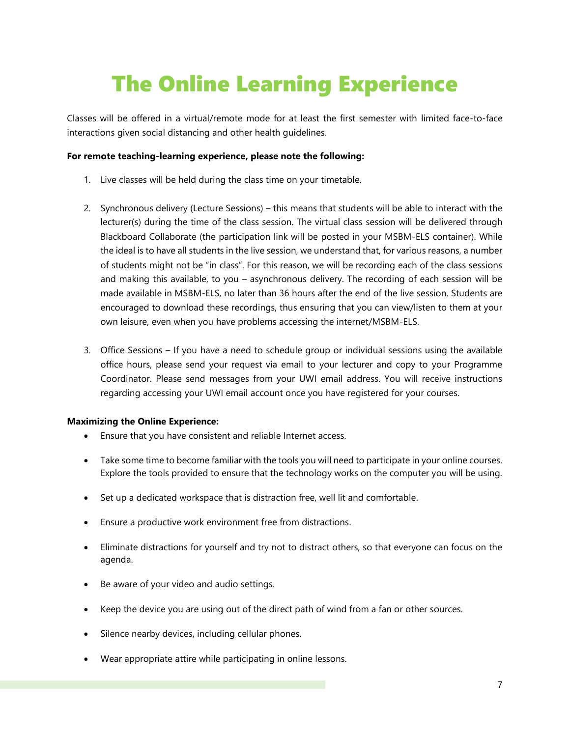# The Online Learning Experience

Classes will be offered in a virtual/remote mode for at least the first semester with limited face-to-face interactions given social distancing and other health guidelines.

**For remote teaching-learning experience, please note the following:**

1. Live classes will be held during the class time on your timetable.

2. Synchronous delivery (Lecture Sessions) – this means that students will be able to interact with the lecturer(s) during the time of the class session. The virtual class session will be delivered through Blackboard Collaborate (the participation link will be posted in your MSBM-ELS container). While the ideal is to have all students in the live session, we understand that, for various reasons, a number of students might not be "in class". For this reason, we will be recording each of the class sessions and making this available, to you – asynchronous delivery. The recording of each session will be made available in MSBM-ELS, no later than 36 hours after the end of the live session. Students are encouraged to download these recordings, thus ensuring that you can view/listen to them at your own leisure, even when you have problems accessing the internet/MSBM-ELS.

3. Office Sessions – If you have a need to schedule group or individual sessions using the available office hours, please send your request via email to your lecturer and copy to your Programme Coordinator. Please send messages from your UWI email address. You will receive instructions regarding accessing your UWI email account once you have registered for your courses.

**Maximizing the Online Experience:**

- Ensure that you have consistent and reliable Internet access.
- Take some time to become familiar with the tools you will need to participate in your online courses. Explore the tools provided to ensure that the technology works on the computer you will be using.
- Set up a dedicated workspace that is distraction free, well lit and comfortable.
- Ensure a productive work environment free from distractions.
- Eliminate distractions for yourself and try not to distract others, so that everyone can focus on the agenda.
- Be aware of your video and audio settings.
- Keep the device you are using out of the direct path of wind from a fan or other sources.
- Silence nearby devices, including cellular phones.
- Wear appropriate attire while participating in online lessons.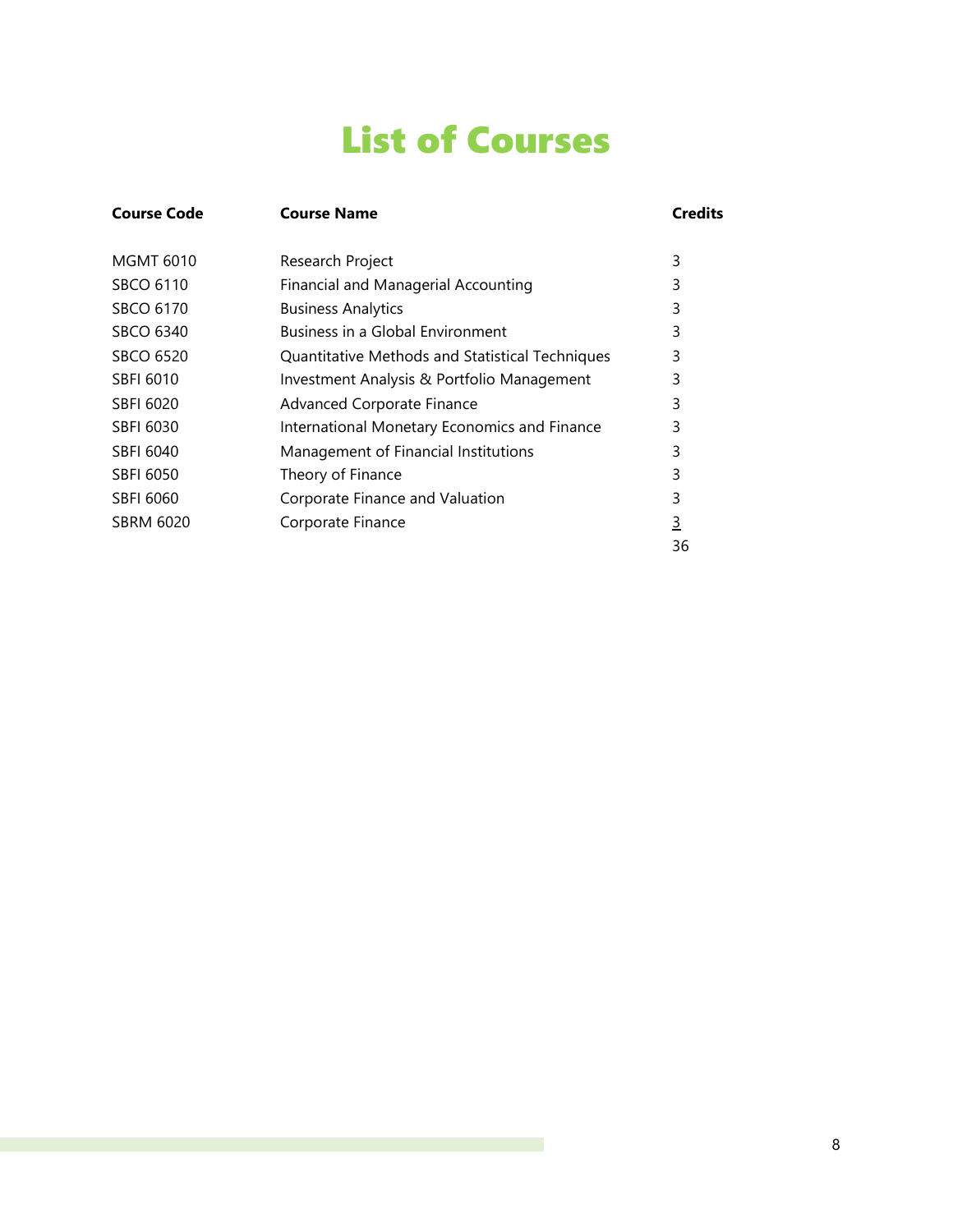# List of Courses

| Course Code | Course Name | Credits |
|---|---|---|
| MGMT 6010 | Research Project | 3 |
| SBCO 6110 | Financial and Managerial Accounting | 3 |
| SBCO 6170 | Business Analytics | 3 |
| SBCO 6340 | Business in a Global Environment | 3 |
| SBCO 6520 | Quantitative Methods and Statistical Techniques | 3 |
| SBFI 6010 | Investment Analysis & Portfolio Management | 3 |
| SBFI 6020 | Advanced Corporate Finance | 3 |
| SBFI 6030 | International Monetary Economics and Finance | 3 |
| SBFI 6040 | Management of Financial Institutions | 3 |
| SBFI 6050 | Theory of Finance | 3 |
| SBFI 6060 | Corporate Finance and Valuation | 3 |
| SBRM 6020 | Corporate Finance | 3 |
| | | 36 |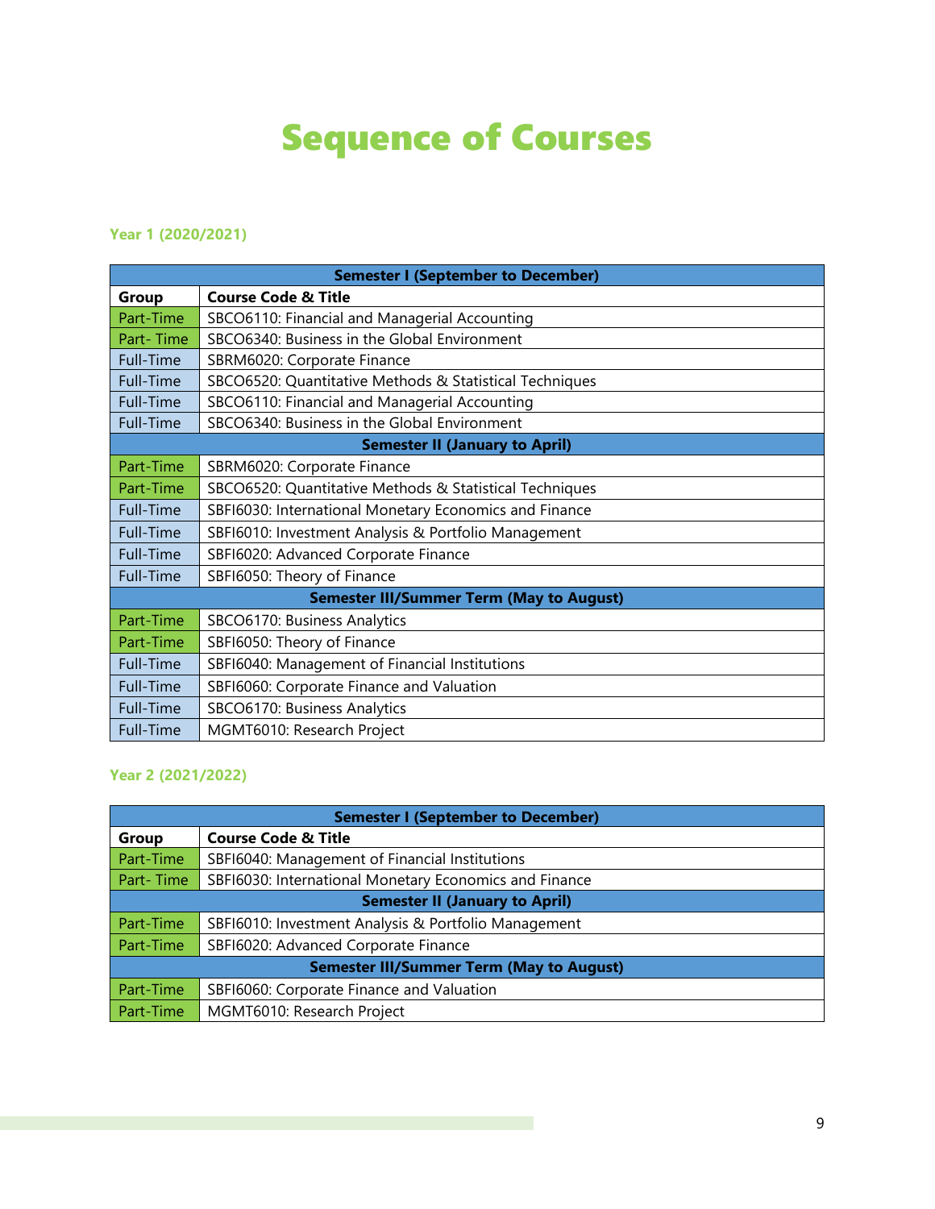# Sequence of Courses

### Year 1 (2020/2021)

| Semester I (September to December) | |
|---|---|
| **Group** | **Course Code & Title** |
| Part-Time | SBCO6110: Financial and Managerial Accounting |
| Part- Time | SBCO6340: Business in the Global Environment |
| Full-Time | SBRM6020: Corporate Finance |
| Full-Time | SBCO6520: Quantitative Methods & Statistical Techniques |
| Full-Time | SBCO6110: Financial and Managerial Accounting |
| Full-Time | SBCO6340: Business in the Global Environment |
| **Semester II (January to April)** | |
| Part-Time | SBRM6020: Corporate Finance |
| Part-Time | SBCO6520: Quantitative Methods & Statistical Techniques |
| Full-Time | SBFI6030: International Monetary Economics and Finance |
| Full-Time | SBFI6010: Investment Analysis & Portfolio Management |
| Full-Time | SBFI6020: Advanced Corporate Finance |
| Full-Time | SBFI6050: Theory of Finance |
| **Semester III/Summer Term (May to August)** | |
| Part-Time | SBCO6170: Business Analytics |
| Part-Time | SBFI6050: Theory of Finance |
| Full-Time | SBFI6040: Management of Financial Institutions |
| Full-Time | SBFI6060: Corporate Finance and Valuation |
| Full-Time | SBCO6170: Business Analytics |
| Full-Time | MGMT6010: Research Project |

### Year 2 (2021/2022)

| Semester I (September to December) | |
|---|---|
| **Group** | **Course Code & Title** |
| Part-Time | SBFI6040: Management of Financial Institutions |
| Part- Time | SBFI6030: International Monetary Economics and Finance |
| **Semester II (January to April)** | |
| Part-Time | SBFI6010: Investment Analysis & Portfolio Management |
| Part-Time | SBFI6020: Advanced Corporate Finance |
| **Semester III/Summer Term (May to August)** | |
| Part-Time | SBFI6060: Corporate Finance and Valuation |
| Part-Time | MGMT6010: Research Project |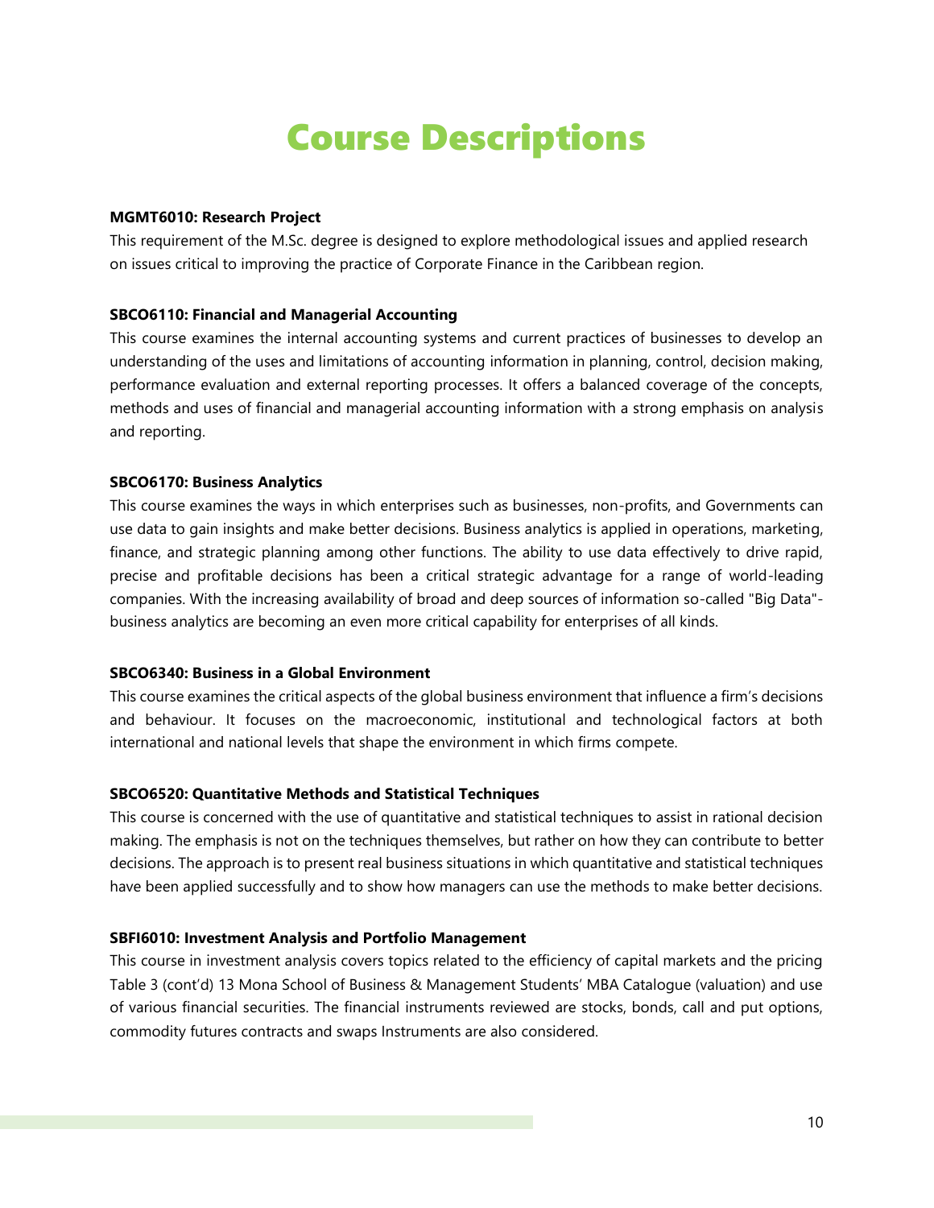# Course Descriptions

**MGMT6010: Research Project**

This requirement of the M.Sc. degree is designed to explore methodological issues and applied research on issues critical to improving the practice of Corporate Finance in the Caribbean region.

**SBCO6110: Financial and Managerial Accounting**

This course examines the internal accounting systems and current practices of businesses to develop an understanding of the uses and limitations of accounting information in planning, control, decision making, performance evaluation and external reporting processes. It offers a balanced coverage of the concepts, methods and uses of financial and managerial accounting information with a strong emphasis on analysis and reporting.

**SBCO6170: Business Analytics**

This course examines the ways in which enterprises such as businesses, non-profits, and Governments can use data to gain insights and make better decisions. Business analytics is applied in operations, marketing, finance, and strategic planning among other functions. The ability to use data effectively to drive rapid, precise and profitable decisions has been a critical strategic advantage for a range of world-leading companies. With the increasing availability of broad and deep sources of information so-called "Big Data"- business analytics are becoming an even more critical capability for enterprises of all kinds.

**SBCO6340: Business in a Global Environment**

This course examines the critical aspects of the global business environment that influence a firm's decisions and behaviour. It focuses on the macroeconomic, institutional and technological factors at both international and national levels that shape the environment in which firms compete.

**SBCO6520: Quantitative Methods and Statistical Techniques**

This course is concerned with the use of quantitative and statistical techniques to assist in rational decision making. The emphasis is not on the techniques themselves, but rather on how they can contribute to better decisions. The approach is to present real business situations in which quantitative and statistical techniques have been applied successfully and to show how managers can use the methods to make better decisions.

**SBFI6010: Investment Analysis and Portfolio Management**

This course in investment analysis covers topics related to the efficiency of capital markets and the pricing Table 3 (cont'd) 13 Mona School of Business & Management Students' MBA Catalogue (valuation) and use of various financial securities. The financial instruments reviewed are stocks, bonds, call and put options, commodity futures contracts and swaps Instruments are also considered.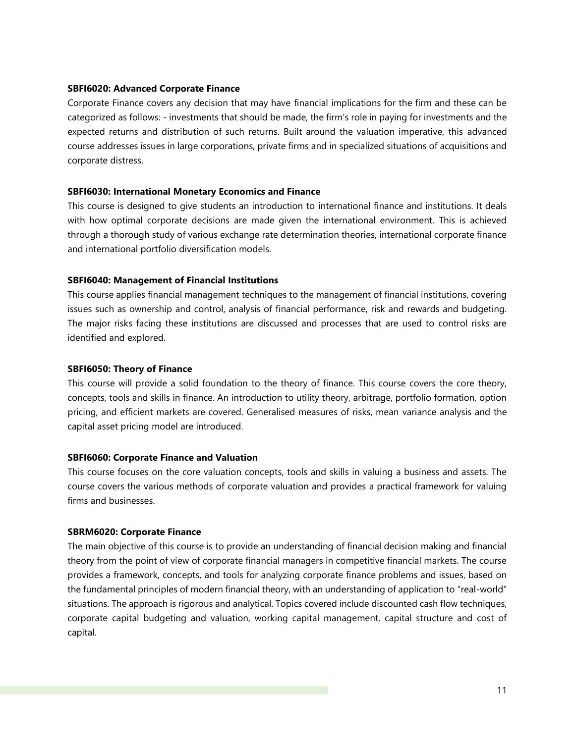**SBFI6020: Advanced Corporate Finance**

Corporate Finance covers any decision that may have financial implications for the firm and these can be categorized as follows: - investments that should be made, the firm's role in paying for investments and the expected returns and distribution of such returns. Built around the valuation imperative, this advanced course addresses issues in large corporations, private firms and in specialized situations of acquisitions and corporate distress.

**SBFI6030: International Monetary Economics and Finance**

This course is designed to give students an introduction to international finance and institutions. It deals with how optimal corporate decisions are made given the international environment. This is achieved through a thorough study of various exchange rate determination theories, international corporate finance and international portfolio diversification models.

**SBFI6040: Management of Financial Institutions**

This course applies financial management techniques to the management of financial institutions, covering issues such as ownership and control, analysis of financial performance, risk and rewards and budgeting. The major risks facing these institutions are discussed and processes that are used to control risks are identified and explored.

**SBFI6050: Theory of Finance**

This course will provide a solid foundation to the theory of finance. This course covers the core theory, concepts, tools and skills in finance. An introduction to utility theory, arbitrage, portfolio formation, option pricing, and efficient markets are covered. Generalised measures of risks, mean variance analysis and the capital asset pricing model are introduced.

**SBFI6060: Corporate Finance and Valuation**

This course focuses on the core valuation concepts, tools and skills in valuing a business and assets. The course covers the various methods of corporate valuation and provides a practical framework for valuing firms and businesses.

**SBRM6020: Corporate Finance**

The main objective of this course is to provide an understanding of financial decision making and financial theory from the point of view of corporate financial managers in competitive financial markets. The course provides a framework, concepts, and tools for analyzing corporate finance problems and issues, based on the fundamental principles of modern financial theory, with an understanding of application to "real-world" situations. The approach is rigorous and analytical. Topics covered include discounted cash flow techniques, corporate capital budgeting and valuation, working capital management, capital structure and cost of capital.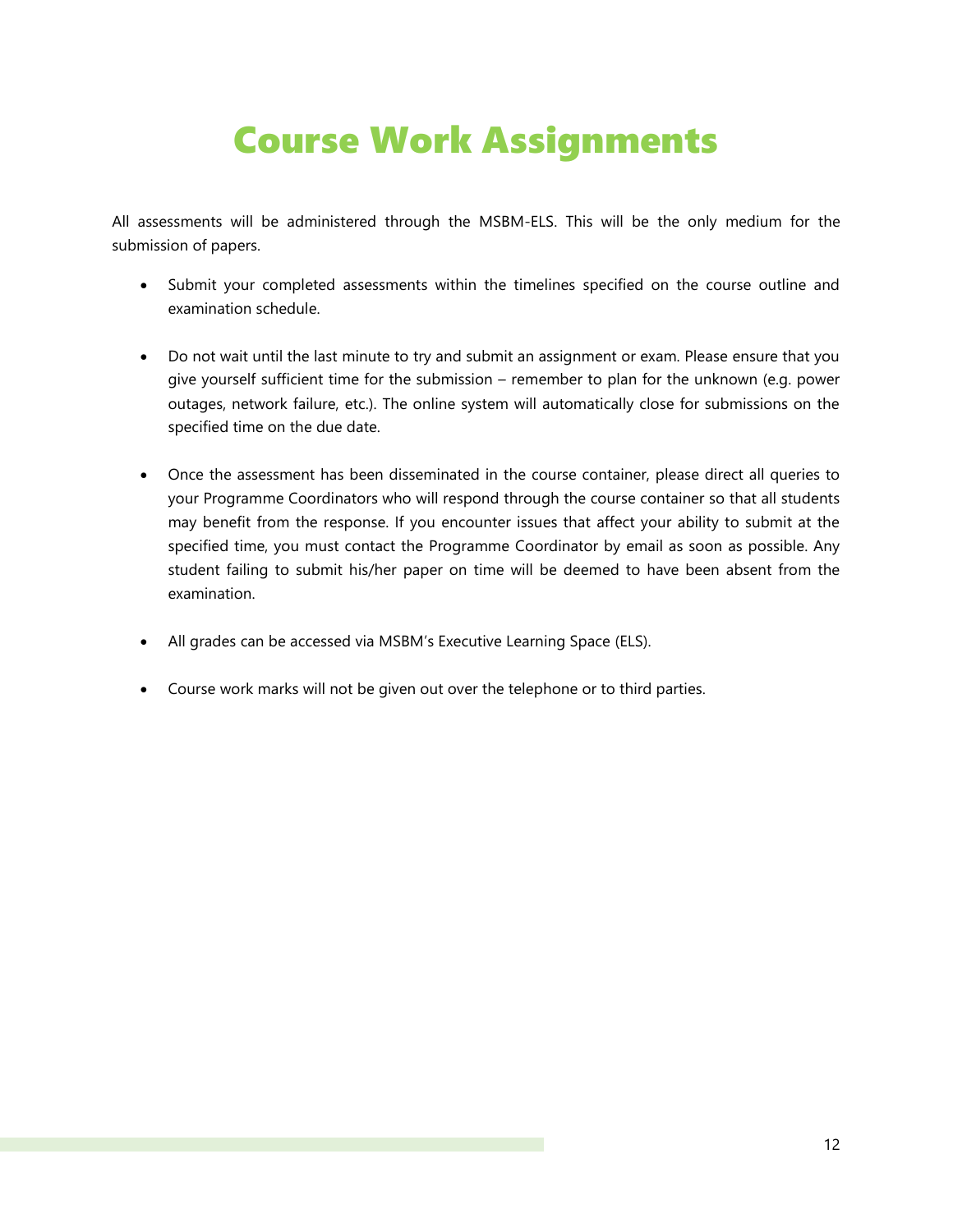# Course Work Assignments

All assessments will be administered through the MSBM-ELS. This will be the only medium for the submission of papers.

- Submit your completed assessments within the timelines specified on the course outline and examination schedule.

- Do not wait until the last minute to try and submit an assignment or exam. Please ensure that you give yourself sufficient time for the submission – remember to plan for the unknown (e.g. power outages, network failure, etc.). The online system will automatically close for submissions on the specified time on the due date.

- Once the assessment has been disseminated in the course container, please direct all queries to your Programme Coordinators who will respond through the course container so that all students may benefit from the response. If you encounter issues that affect your ability to submit at the specified time, you must contact the Programme Coordinator by email as soon as possible. Any student failing to submit his/her paper on time will be deemed to have been absent from the examination.

- All grades can be accessed via MSBM's Executive Learning Space (ELS).

- Course work marks will not be given out over the telephone or to third parties.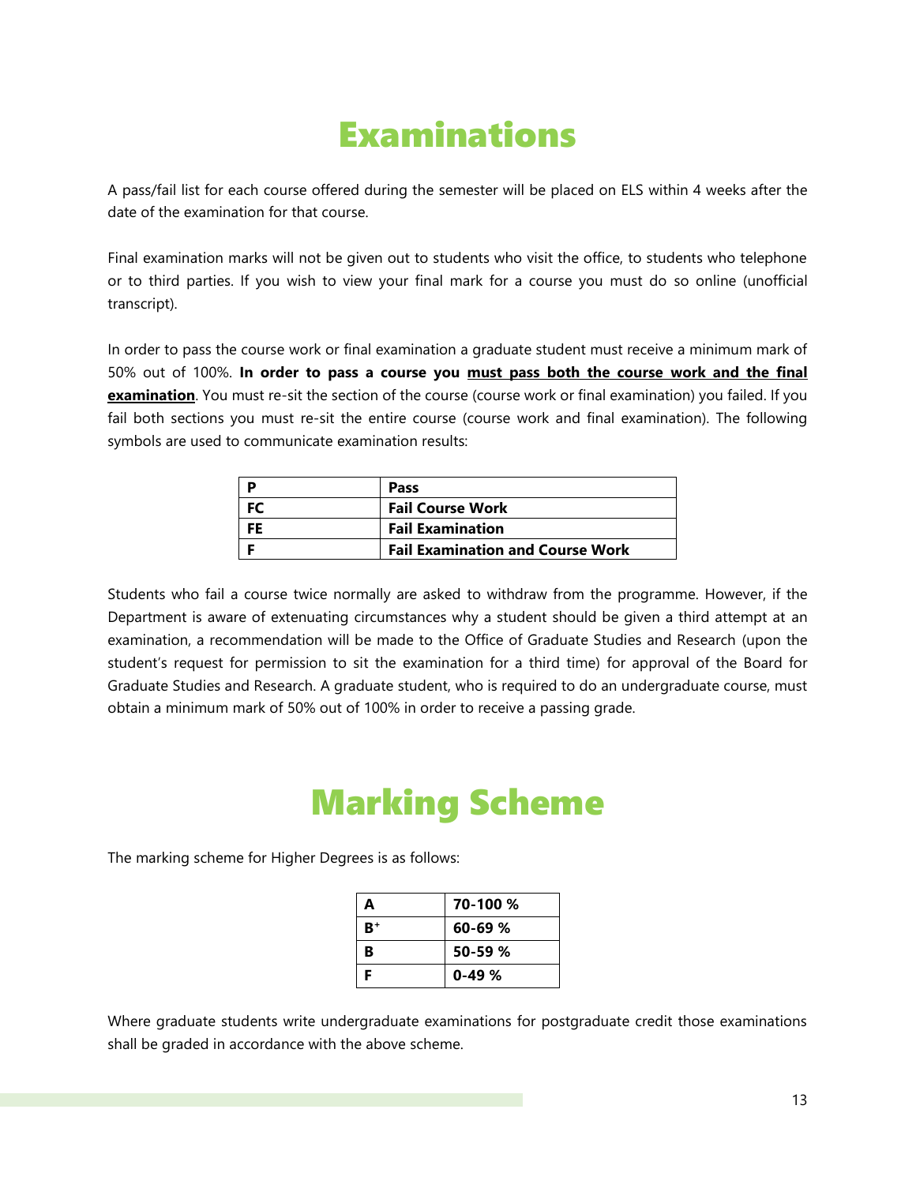# Examinations

A pass/fail list for each course offered during the semester will be placed on ELS within 4 weeks after the date of the examination for that course.

Final examination marks will not be given out to students who visit the office, to students who telephone or to third parties. If you wish to view your final mark for a course you must do so online (unofficial transcript).

In order to pass the course work or final examination a graduate student must receive a minimum mark of 50% out of 100%. **In order to pass a course you <u>must pass both the course work and the final examination</u>**. You must re-sit the section of the course (course work or final examination) you failed. If you fail both sections you must re-sit the entire course (course work and final examination). The following symbols are used to communicate examination results:

| **P** | **Pass** |
|---|---|
| **FC** | **Fail Course Work** |
| **FE** | **Fail Examination** |
| **F** | **Fail Examination and Course Work** |

Students who fail a course twice normally are asked to withdraw from the programme. However, if the Department is aware of extenuating circumstances why a student should be given a third attempt at an examination, a recommendation will be made to the Office of Graduate Studies and Research (upon the student's request for permission to sit the examination for a third time) for approval of the Board for Graduate Studies and Research. A graduate student, who is required to do an undergraduate course, must obtain a minimum mark of 50% out of 100% in order to receive a passing grade.

# Marking Scheme

The marking scheme for Higher Degrees is as follows:

| **A** | **70-100 %** |
|---|---|
| **B+** | **60-69 %** |
| **B** | **50-59 %** |
| **F** | **0-49 %** |

Where graduate students write undergraduate examinations for postgraduate credit those examinations shall be graded in accordance with the above scheme.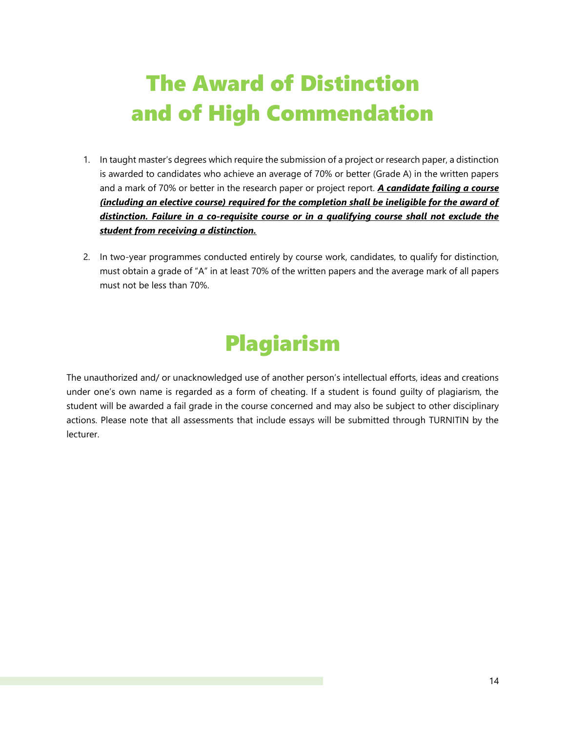# The Award of Distinction and of High Commendation

1. In taught master's degrees which require the submission of a project or research paper, a distinction is awarded to candidates who achieve an average of 70% or better (Grade A) in the written papers and a mark of 70% or better in the research paper or project report. ***<u>A candidate failing a course (including an elective course) required for the completion shall be ineligible for the award of distinction. Failure in a co-requisite course or in a qualifying course shall not exclude the student from receiving a distinction.</u>***

2. In two-year programmes conducted entirely by course work, candidates, to qualify for distinction, must obtain a grade of "A" in at least 70% of the written papers and the average mark of all papers must not be less than 70%.

# Plagiarism

The unauthorized and/ or unacknowledged use of another person's intellectual efforts, ideas and creations under one's own name is regarded as a form of cheating. If a student is found guilty of plagiarism, the student will be awarded a fail grade in the course concerned and may also be subject to other disciplinary actions. Please note that all assessments that include essays will be submitted through TURNITIN by the lecturer.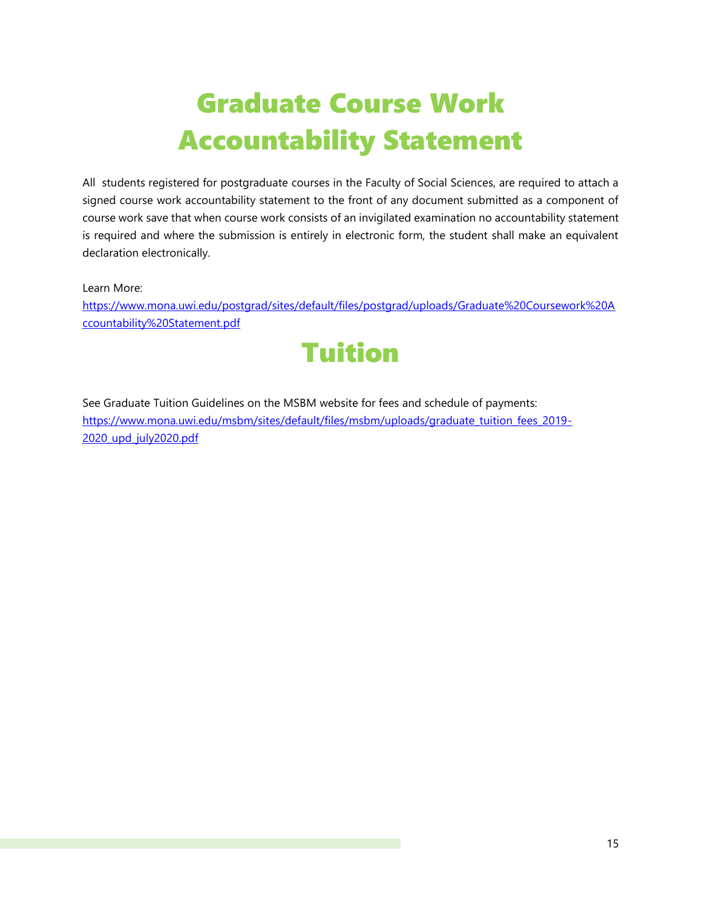# Graduate Course Work Accountability Statement

All students registered for postgraduate courses in the Faculty of Social Sciences, are required to attach a signed course work accountability statement to the front of any document submitted as a component of course work save that when course work consists of an invigilated examination no accountability statement is required and where the submission is entirely in electronic form, the student shall make an equivalent declaration electronically.

Learn More:
https://www.mona.uwi.edu/postgrad/sites/default/files/postgrad/uploads/Graduate%20Coursework%20Accountability%20Statement.pdf

# Tuition

See Graduate Tuition Guidelines on the MSBM website for fees and schedule of payments:
https://www.mona.uwi.edu/msbm/sites/default/files/msbm/uploads/graduate_tuition_fees_2019-2020_upd_july2020.pdf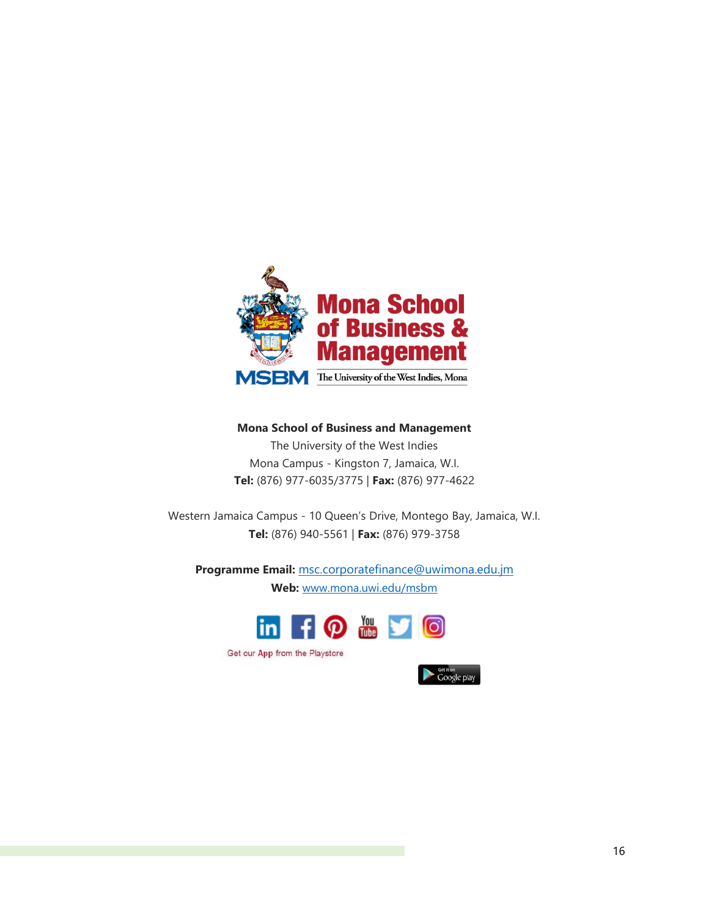**Mona School of Business and Management**
The University of the West Indies
Mona Campus - Kingston 7, Jamaica, W.I.
**Tel:** (876) 977-6035/3775 | **Fax:** (876) 977-4622

Western Jamaica Campus - 10 Queen's Drive, Montego Bay, Jamaica, W.I.
**Tel:** (876) 940-5561 | **Fax:** (876) 979-3758

**Programme Email:** msc.corporatefinance@uwimona.edu.jm
**Web:** www.mona.uwi.edu/msbm

Get our **App** from the Playstore